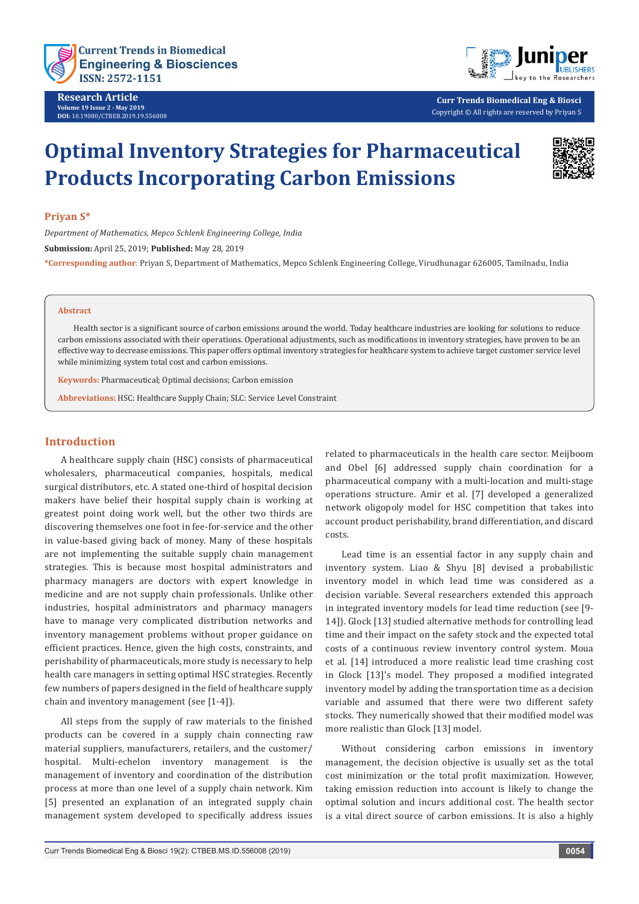Research Article

Volume 19 Issue 2 - May 2019
DOI: 10.19080/CTBEB.2019.19.556008

# Optimal Inventory Strategies for Pharmaceutical Products Incorporating Carbon Emissions

**Priyan S***

*Department of Mathematics, Mepco Schlenk Engineering College, India*

**Submission:** April 25, 2019; **Published:** May 28, 2019

***Corresponding author:** Priyan S, Department of Mathematics, Mepco Schlenk Engineering College, Virudhunagar 626005, Tamilnadu, India

## Abstract

Health sector is a significant source of carbon emissions around the world. Today healthcare industries are looking for solutions to reduce carbon emissions associated with their operations. Operational adjustments, such as modifications in inventory strategies, have proven to be an effective way to decrease emissions. This paper offers optimal inventory strategies for healthcare system to achieve target customer service level while minimizing system total cost and carbon emissions.

**Keywords:** Pharmaceutical; Optimal decisions; Carbon emission

**Abbreviations:** HSC: Healthcare Supply Chain; SLC: Service Level Constraint

## Introduction

A healthcare supply chain (HSC) consists of pharmaceutical wholesalers, pharmaceutical companies, hospitals, medical surgical distributors, etc. A stated one-third of hospital decision makers have belief their hospital supply chain is working at greatest point doing work well, but the other two thirds are discovering themselves one foot in fee-for-service and the other in value-based giving back of money. Many of these hospitals are not implementing the suitable supply chain management strategies. This is because most hospital administrators and pharmacy managers are doctors with expert knowledge in medicine and are not supply chain professionals. Unlike other industries, hospital administrators and pharmacy managers have to manage very complicated distribution networks and inventory management problems without proper guidance on efficient practices. Hence, given the high costs, constraints, and perishability of pharmaceuticals, more study is necessary to help health care managers in setting optimal HSC strategies. Recently few numbers of papers designed in the field of healthcare supply chain and inventory management (see [1-4]).

All steps from the supply of raw materials to the finished products can be covered in a supply chain connecting raw material suppliers, manufacturers, retailers, and the customer/hospital. Multi-echelon inventory management is the management of inventory and coordination of the distribution process at more than one level of a supply chain network. Kim [5] presented an explanation of an integrated supply chain management system developed to specifically address issues related to pharmaceuticals in the health care sector. Meijboom and Obel [6] addressed supply chain coordination for a pharmaceutical company with a multi-location and multi-stage operations structure. Amir et al. [7] developed a generalized network oligopoly model for HSC competition that takes into account product perishability, brand differentiation, and discard costs.

Lead time is an essential factor in any supply chain and inventory system. Liao & Shyu [8] devised a probabilistic inventory model in which lead time was considered as a decision variable. Several researchers extended this approach in integrated inventory models for lead time reduction (see [9-14]). Glock [13] studied alternative methods for controlling lead time and their impact on the safety stock and the expected total costs of a continuous review inventory control system. Moua et al. [14] introduced a more realistic lead time crashing cost in Glock [13]'s model. They proposed a modified integrated inventory model by adding the transportation time as a decision variable and assumed that there were two different safety stocks. They numerically showed that their modified model was more realistic than Glock [13] model.

Without considering carbon emissions in inventory management, the decision objective is usually set as the total cost minimization or the total profit maximization. However, taking emission reduction into account is likely to change the optimal solution and incurs additional cost. The health sector is a vital direct source of carbon emissions. It is also a highly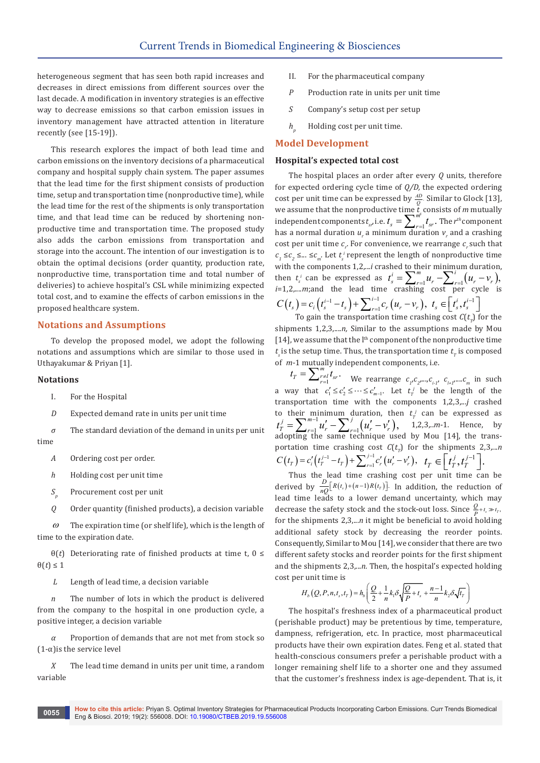heterogeneous segment that has seen both rapid increases and decreases in direct emissions from different sources over the last decade. A modification in inventory strategies is an effective way to decrease emissions so that carbon emission issues in inventory management have attracted attention in literature recently (see [15-19]).

This research explores the impact of both lead time and carbon emissions on the inventory decisions of a pharmaceutical company and hospital supply chain system. The paper assumes that the lead time for the first shipment consists of production time, setup and transportation time (nonproductive time), while the lead time for the rest of the shipments is only transportation time, and that lead time can be reduced by shortening non-productive time and transportation time. The proposed study also adds the carbon emissions from transportation and storage into the account. The intention of our investigation is to obtain the optimal decisions (order quantity, production rate, nonproductive time, transportation time and total number of deliveries) to achieve hospital's CSL while minimizing expected total cost, and to examine the effects of carbon emissions in the proposed healthcare system.

## Notations and Assumptions

To develop the proposed model, we adopt the following notations and assumptions which are similar to those used in Uthayakumar & Priyan [1].

### Notations

I. For the Hospital

$D$ Expected demand rate in units per unit time

$\sigma$ The standard deviation of the demand in units per unit time

$A$ Ordering cost per order.

$h$ Holding cost per unit time

$S_p$ Procurement cost per unit

$Q$ Order quantity (finished products), a decision variable

$\omega$ The expiration time (or shelf life), which is the length of time to the expiration date.

$\theta(t)$ Deteriorating rate of finished products at time t, $0 \leq \theta(t) \leq 1$

$L$ Length of lead time, a decision variable

$n$ The number of lots in which the product is delivered from the company to the hospital in one production cycle, a positive integer, a decision variable

$\alpha$ Proportion of demands that are not met from stock so $(1-\alpha)$ is the service level

$X$ The lead time demand in units per unit time, a random variable

II. For the pharmaceutical company

$P$ Production rate in units per unit time

$S$ Company's setup cost per setup

$h_p$ Holding cost per unit time.

## Model Development

### Hospital's expected total cost

The hospital places an order after every $Q$ units, therefore for expected ordering cycle time of $Q/D$, the expected ordering cost per unit time can be expressed by $\frac{AD}{Q}$. Similar to Glock [13], we assume that the nonproductive time $t_s$ consists of $m$ mutually independent components $t_{sr}$, i.e. $t_s = \sum_{r=1}^{m} t_{sr}$. The $r^{th}$ component has a normal duration $u_r$ a minimum duration $v_r$ and a crashing cost per unit time $c_r$. For convenience, we rearrange $c_r$ such that $c_1 \leq c_2 \leq ... \leq c_m$. Let $t_s^i$ represent the length of nonproductive time with the components 1,2,...$i$ crashed to their minimum duration, then $t_s^i$ can be expressed as $t_s^i = \sum_{r=1}^{m} u_r - \sum_{r=1}^{i} (u_r - v_r)$, $i$=1,2,....$m$;and the lead time crashing cost per cycle is $C(t_s) = c_i\left(t_s^{i-1} - t_s\right) + \sum_{r=1}^{i-1} c_r\left(u_r - v_r\right),\ t_s \in \left[t_s^i, t_s^{i-1}\right]$

To gain the transportation time crashing cost $C(t_T)$ for the shipments 1,2,3,....$n$, Similar to the assumptions made by Mou [14], we assume that the $l^{th}$ component of the nonproductive time $t_s$ is the setup time. Thus, the transportation time $t_T$ is composed of $m$-1 mutually independent components, i.e.

$t_T = \sum_{\substack{r \neq l \\ r=1}}^{m} t_{sr}$. We rearrange $c_1, c_2, ..., c_{l-1}, c_{l+1}, ..., c_m$ in such a way that $c_1' \leq c_2' \leq \cdots \leq c_{m-1}'$. Let $t_T^j$ be the length of the transportation time with the components 1,2,3,...$j$ crashed to their minimum duration, then $t_T^j$ can be expressed as $t_T^j = \sum_{r=1}^{m-1} u_r' - \sum_{r=1}^{j} \left(u_r' - v_r'\right)$, 1,2,3,..$m$-1. Hence, by adopting the same technique used by Mou [14], the transportation time crashing cost $C(t_T)$ for the shipments 2,3,...$n$

$$C\left(t_T\right) = c_i'\left(t_T^{j-1} - t_T\right) + \sum_{r=1}^{j-1} c_r'\left(u_r' - v_r'\right),\ \ t_T \in \left[t_T^j, t_T^{j-1}\right].$$

Thus the lead time crashing cost per unit time can be derived by $\frac{D}{nQ}\left[R(t_s) + (n-1)R(t_T)\right]$. In addition, the reduction of lead time leads to a lower demand uncertainty, which may decrease the safety stock and the stock-out loss. Since $\frac{Q}{P} + t_s \gg t_T$, for the shipments 2,3,...$n$ it might be beneficial to avoid holding additional safety stock by decreasing the reorder points. Consequently, Similar to Mou [14], we consider that there are two different safety stocks and reorder points for the first shipment and the shipments 2,3,...$n$. Then, the hospital's expected holding cost per unit time is

$$H_b\left(Q, P, n, t_s, t_T\right) = h_b\left(\frac{Q}{2} + \frac{1}{n}k_1\delta\sqrt{\frac{Q}{P} + t_s} + \frac{n-1}{n}k_2\delta\sqrt{t_T}\right)$$

The hospital's freshness index of a pharmaceutical product (perishable product) may be pretentious by time, temperature, dampness, refrigeration, etc. In practice, most pharmaceutical products have their own expiration dates. Feng et al. stated that health-conscious consumers prefer a perishable product with a longer remaining shelf life to a shorter one and they assumed that the customer's freshness index is age-dependent. That is, it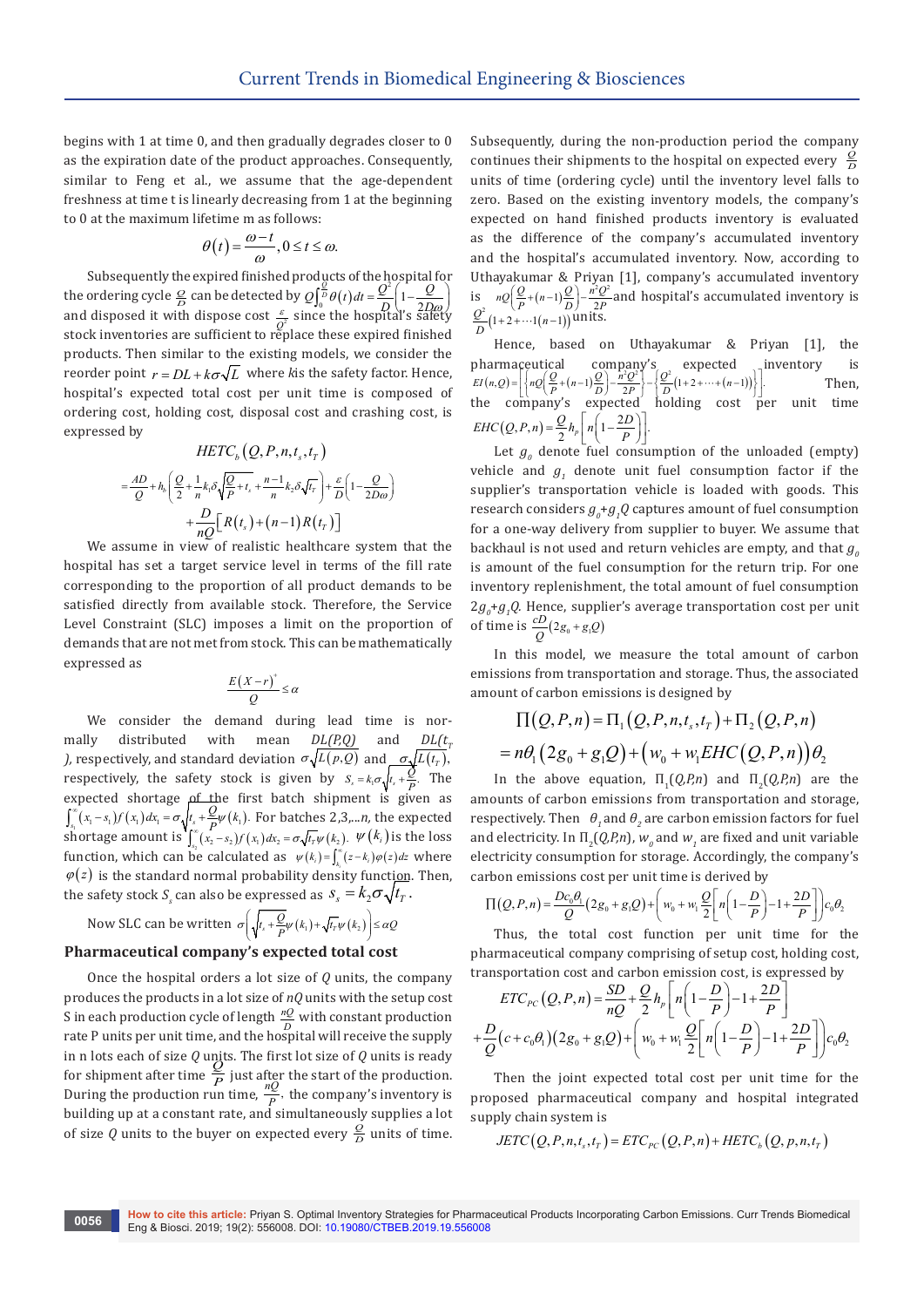begins with 1 at time 0, and then gradually degrades closer to 0 as the expiration date of the product approaches. Consequently, similar to Feng et al., we assume that the age-dependent freshness at time t is linearly decreasing from 1 at the beginning to 0 at the maximum lifetime m as follows:

$$\theta(t) = \frac{\omega - t}{\omega}, 0 \le t \le \omega.$$

Subsequently the expired finished products of the hospital for the ordering cycle $\frac{Q}{D}$ can be detected by $Q\int_0^{\frac{Q}{D}} \theta(t)\,dt = \frac{Q^2}{D}\left(1 - \frac{Q}{2D\omega}\right)$ and disposed it with dispose cost $\frac{\varepsilon}{Q^2}$ since the hospital's safety stock inventories are sufficient to replace these expired finished products. Then similar to the existing models, we consider the reorder point $r = DL + k\sigma\sqrt{L}$ where $k$is the safety factor. Hence, hospital's expected total cost per unit time is composed of ordering cost, holding cost, disposal cost and crashing cost, is expressed by

$$HETC_b\left(Q, P, n, t_s, t_T\right)$$
$$= \frac{AD}{Q} + h_b\left(\frac{Q}{2} + \frac{1}{n}k_1\delta\sqrt{\frac{Q}{P} + t_s} + \frac{n-1}{n}k_2\delta\sqrt{t_T}\right) + \frac{\varepsilon}{D}\left(1 - \frac{Q}{2D\omega}\right)$$
$$+ \frac{D}{nQ}\left[R\left(t_s\right) + (n-1)R\left(t_T\right)\right]$$

We assume in view of realistic healthcare system that the hospital has set a target service level in terms of the fill rate corresponding to the proportion of all product demands to be satisfied directly from available stock. Therefore, the Service Level Constraint (SLC) imposes a limit on the proportion of demands that are not met from stock. This can be mathematically expressed as

$$\frac{E\left(X - r\right)^{+}}{Q} \le \alpha$$

We consider the demand during lead time is normally distributed with mean $DL(P,Q)$ and $DL(t_T)$, respectively, and standard deviation $\sigma\sqrt{L(p,Q)}$ and $\sigma\sqrt{L(t_T)}$, respectively, the safety stock is given by $S_s = k_1\sigma\sqrt{t_s + \frac{Q}{P}}$. The expected shortage of the first batch shipment is given as $\int_{s_1}^{\infty}(x_1 - s_1)f(x_1)\,dx_1 = \sigma\sqrt{t_s + \frac{Q}{P}}\psi(k_1)$. For batches 2,3,...$n$, the expected shortage amount is $\int_{s_2}^{\infty}(x_2 - s_2)f(x_1)\,dx_2 = \sigma\sqrt{t_T}\psi(k_2)$. $\psi(k_i)$ is the loss function, which can be calculated as $\psi(k_i) = \int_{k_i}^{\infty}(z - k_i)\varphi(z)\,dz$ where $\varphi(z)$ is the standard normal probability density function. Then, the safety stock $S_s$ can also be expressed as $s_s = k_2\sigma\sqrt{t_T}$.

Now SLC can be written $\sigma\left(\sqrt{t_s + \frac{Q}{P}}\psi(k_1) + \sqrt{t_T}\psi(k_2)\right) \le \alpha Q$

## Pharmaceutical company's expected total cost

Once the hospital orders a lot size of $Q$ units, the company produces the products in a lot size of $nQ$ units with the setup cost S in each production cycle of length $\frac{nQ}{D}$ with constant production rate P units per unit time, and the hospital will receive the supply in n lots each of size $Q$ units. The first lot size of $Q$ units is ready for shipment after time $\frac{Q}{P}$ just after the start of the production. During the production run time, $\frac{nQ}{P}$, the company's inventory is building up at a constant rate, and simultaneously supplies a lot of size $Q$ units to the buyer on expected every $\frac{Q}{D}$ units of time. Subsequently, during the non-production period the company continues their shipments to the hospital on expected every $\frac{Q}{D}$ units of time (ordering cycle) until the inventory level falls to zero. Based on the existing inventory models, the company's expected on hand finished products inventory is evaluated as the difference of the company's accumulated inventory and the hospital's accumulated inventory. Now, according to Uthayakumar & Priyan [1], company's accumulated inventory is $nQ\left(\frac{Q}{P} + (n-1)\frac{Q}{D}\right) - \frac{n^2Q^2}{2P}$ and hospital's accumulated inventory is $\frac{Q^2}{D}\left(1 + 2 + \cdots 1(n-1)\right)$ units.

Hence, based on Uthayakumar & Priyan [1], the pharmaceutical company's expected inventory is $EI(n,Q) = \left[\left\{nQ\left(\frac{Q}{P} + (n-1)\frac{Q}{D}\right) - \frac{n^2Q^2}{2P}\right\} - \left\{\frac{Q^2}{D}\left(1 + 2 + \cdots + (n-1)\right)\right\}\right]$. Then, the company's expected holding cost per unit time $EHC(Q,P,n) = \frac{Q}{2}h_p\left[n\left(1 - \frac{2D}{P}\right)\right]$.

Let $g_0$ denote fuel consumption of the unloaded (empty) vehicle and $g_1$ denote unit fuel consumption factor if the supplier's transportation vehicle is loaded with goods. This research considers $g_0 + g_1Q$ captures amount of fuel consumption for a one-way delivery from supplier to buyer. We assume that backhaul is not used and return vehicles are empty, and that $g_0$ is amount of the fuel consumption for the return trip. For one inventory replenishment, the total amount of fuel consumption $2g_0 + g_1Q$. Hence, supplier's average transportation cost per unit of time is $\frac{cD}{Q}(2g_0 + g_1Q)$

In this model, we measure the total amount of carbon emissions from transportation and storage. Thus, the associated amount of carbon emissions is designed by

$$\prod\left(Q,P,n\right) = \Pi_1\left(Q,P,n,t_s,t_T\right) + \Pi_2\left(Q,P,n\right)$$
$$= n\theta_1\left(2g_0 + g_1Q\right) + \left(w_0 + w_1EHC\left(Q,P,n\right)\right)\theta_2$$

In the above equation, $\Pi_1(Q,P,n)$ and $\Pi_2(Q,P,n)$ are the amounts of carbon emissions from transportation and storage, respectively. Then $\theta_1$ and $\theta_2$ are carbon emission factors for fuel and electricity. In $\Pi_2(Q,P,n)$, $w_0$ and $w_1$ are fixed and unit variable electricity consumption for storage. Accordingly, the company's carbon emissions cost per unit time is derived by

$$\prod\left(Q,P,n\right) = \frac{Dc_0\theta_1}{Q}\left(2g_0 + g_1Q\right) + \left(w_0 + w_1\frac{Q}{2}\left[n\left(1 - \frac{D}{P}\right) - 1 + \frac{2D}{P}\right]\right)c_0\theta_2$$

Thus, the total cost per unit time for the pharmaceutical company comprising of setup cost, holding cost, transportation cost and carbon emission cost, is expressed by

$$ETC_{PC}\left(Q,P,n\right) = \frac{SD}{nQ} + \frac{Q}{2}h_p\left[n\left(1 - \frac{D}{P}\right) - 1 + \frac{2D}{P}\right]$$
$$+ \frac{D}{Q}\left(c + c_0\theta_1\right)\left(2g_0 + g_1Q\right) + \left(w_0 + w_1\frac{Q}{2}\left[n\left(1 - \frac{D}{P}\right) - 1 + \frac{2D}{P}\right]\right)c_0\theta_2$$

Then the joint expected total cost per unit time for the proposed pharmaceutical company and hospital integrated supply chain system is

$$JETC\left(Q,P,n,t_s,t_T\right) = ETC_{PC}\left(Q,P,n\right) + HETC_b\left(Q,p,n,t_T\right)$$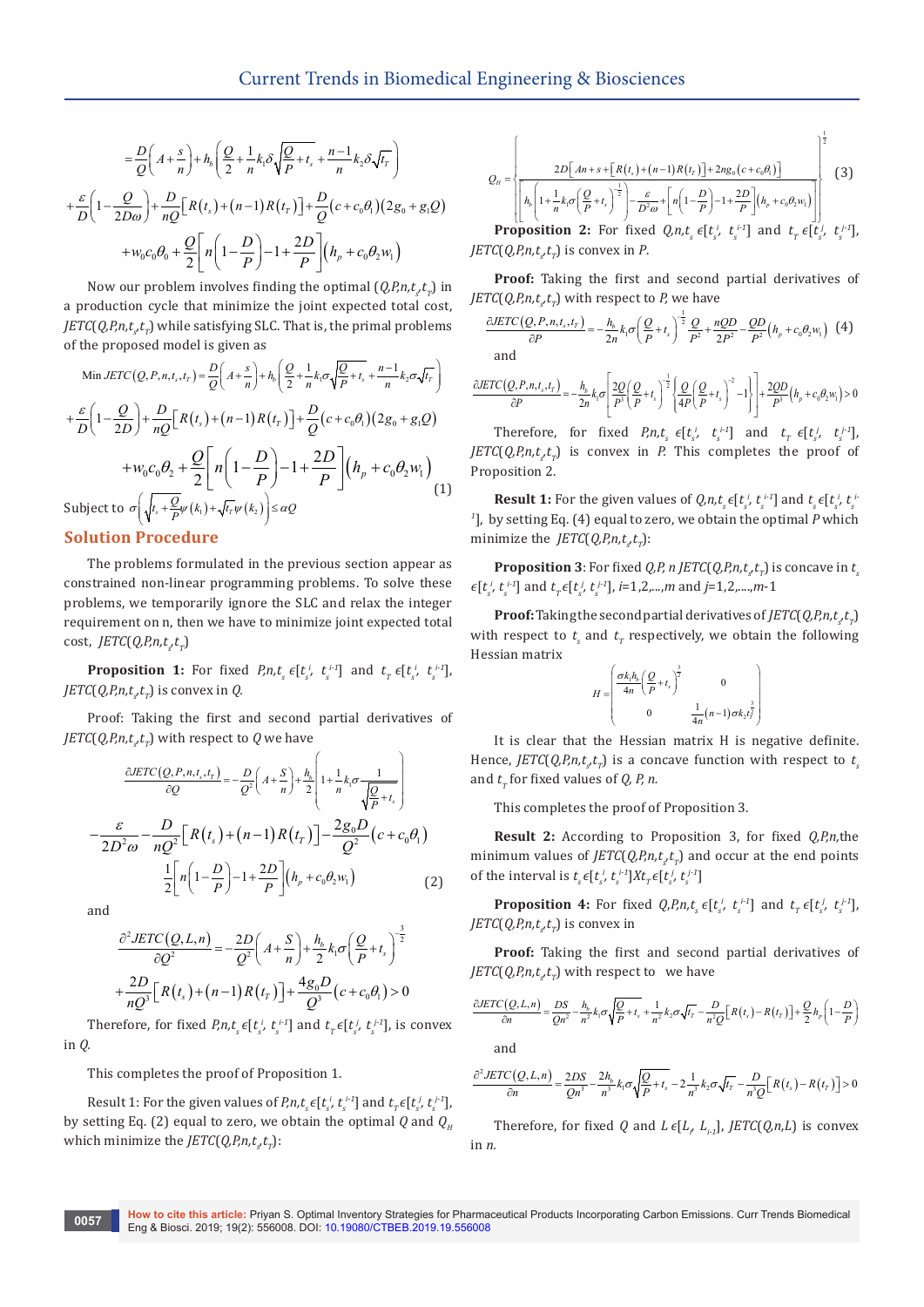$$= \frac{D}{Q}\left(A + \frac{s}{n}\right) + h_b\left(\frac{Q}{2} + \frac{1}{n}k_1\delta\sqrt{\frac{Q}{P} + t_s} + \frac{n-1}{n}k_2\delta\sqrt{t_T}\right)$$

$$+\frac{\varepsilon}{D}\left(1 - \frac{Q}{2D\varpi}\right) + \frac{D}{nQ}\left[R(t_s) + (n-1)R(t_T)\right] + \frac{D}{Q}(c + c_0\theta_1)(2g_0 + g_1 Q)$$

$$+ w_0 c_0 \theta_0 + \frac{Q}{2}\left[n\left(1 - \frac{D}{P}\right) - 1 + \frac{2D}{P}\right]\left(h_p + c_0\theta_2 w_1\right)$$

Now our problem involves finding the optimal $(Q,P,n,t_s,t_T)$ in a production cycle that minimize the joint expected total cost, $JETC(Q,P,n,t_s,t_T)$ while satisfying SLC. That is, the primal problems of the proposed model is given as

$$\text{Min } JETC(Q,P,n,t_s,t_T) = \frac{D}{Q}\left(A + \frac{s}{n}\right) + h_b\left(\frac{Q}{2} + \frac{1}{n}k_1\sigma\sqrt{\frac{Q}{P} + t_s} + \frac{n-1}{n}k_2\sigma\sqrt{t_T}\right)$$

$$+\frac{\varepsilon}{D}\left(1 - \frac{Q}{2D}\right) + \frac{D}{nQ}\left[R(t_s) + (n-1)R(t_T)\right] + \frac{D}{Q}(c + c_0\theta_1)(2g_0 + g_1 Q)$$

$$+ w_0 c_0 \theta_2 + \frac{Q}{2}\left[n\left(1 - \frac{D}{P}\right) - 1 + \frac{2D}{P}\right]\left(h_p + c_0\theta_2 w_1\right) \quad (1)$$

$$\text{Subject to } \sigma\left(\sqrt{t_s + \frac{Q}{P}}\psi(k_1) + \sqrt{t_T}\psi(k_2)\right) \le \alpha Q$$

## Solution Procedure

The problems formulated in the previous section appear as constrained non-linear programming problems. To solve these problems, we temporarily ignore the SLC and relax the integer requirement on n, then we have to minimize joint expected total cost, $JETC(Q,P,n,t_s,t_T)$

**Proposition 1:** For fixed $P,n,t_s \in [t_s^{i}, t_s^{i-1}]$ and $t_T \in [t_s^{i}, t_s^{i-1}]$, $JETC(Q,P,n,t_s,t_T)$ is convex in $Q$.

Proof: Taking the first and second partial derivatives of $JETC(Q,P,n,t_s,t_T)$ with respect to $Q$ we have

$$\frac{\partial JETC(Q,P,n,t_s,t_T)}{\partial Q} = -\frac{D}{Q^2}\left(A + \frac{s}{n}\right) + \frac{h_b}{2}\left(1 + \frac{1}{n}k_1\sigma\frac{1}{\sqrt{\frac{Q}{P} + t_s}}\right)$$

$$-\frac{\varepsilon}{2D^2\varpi} - \frac{D}{nQ^2}\left[R(t_s) + (n-1)R(t_T)\right] - \frac{2g_0 D}{Q^2}(c + c_0\theta_1)$$

$$\frac{1}{2}\left[n\left(1 - \frac{D}{P}\right) - 1 + \frac{2D}{P}\right]\left(h_p + c_0\theta_2 w_1\right) \quad (2)$$

and

$$\frac{\partial^2 JETC(Q,L,n)}{\partial Q^2} = -\frac{2D}{Q^2}\left(A + \frac{S}{n}\right) + \frac{h_b}{2}k_1\sigma\left(\frac{Q}{P} + t_s\right)^{-\frac{3}{2}}$$

$$+\frac{2D}{nQ^3}\left[R(t_s) + (n-1)R(t_T)\right] + \frac{4g_0 D}{Q^3}(c + c_0\theta_1) > 0$$

Therefore, for fixed $P,n,t_s \in [t_s^{i}, t_s^{i-1}]$ and $t_T \in [t_s^{j}, t_s^{j-1}]$, is convex in $Q$.

This completes the proof of Proposition 1.

Result 1: For the given values of $P,n,t_s \in [t_s^{i}, t_s^{i-1}]$ and $t_T \in [t_s^{j}, t_s^{j-1}]$, by setting Eq. (2) equal to zero, we obtain the optimal $Q$ and $Q_H$ which minimize the $JETC(Q,P,n,t_s,t_T)$:

$$Q_H = \left\{\frac{2D\left[An + s + \left[R(t_s) + (n-1)R(t_T)\right] + 2ng_0(c + c_0\theta_1)\right]}{\left[h_b\left(1 + \frac{1}{n}k_1\sigma\left(\frac{Q}{P} + t_s\right)^{-\frac{1}{2}}\right) - \frac{\varepsilon}{D^2\varpi} + \left[n\left(1 - \frac{D}{P}\right) - 1 + \frac{2D}{P}\right]\left(h_p + c_0\theta_2 w_1\right)\right]}\right\}^{\frac{1}{2}} \quad (3)$$

**Proposition 2:** For fixed $Q,n,t_s \in [t_s^{i}, t_s^{i-1}]$ and $t_T \in [t_s^{j}, t_s^{j-1}]$, $JETC(Q,P,n,t_s,t_T)$ is convex in $P$.

**Proof:** Taking the first and second partial derivatives of $JETC(Q,P,n,t_s,t_T)$ with respect to $P$, we have

$$\frac{\partial JETC(Q,P,n,t_s,t_T)}{\partial P} = -\frac{h_b}{2n}k_1\sigma\left(\frac{Q}{P} + t_s\right)^{\frac{1}{2}}\frac{Q}{P^2} + \frac{nQD}{2P^2} - \frac{QD}{P^2}\left(h_p + c_0\theta_2 w_1\right) \quad (4)$$

and

$$\frac{\partial JETC(Q,P,n,t_s,t_T)}{\partial P} = -\frac{h_b}{2n}k_1\sigma\left[\frac{2Q}{P^3}\left(\frac{Q}{P} + t_s\right)^{\frac{1}{2}}\left\{\frac{Q}{4P}\left(\frac{Q}{P} + t_s\right)^{-2} - 1\right\}\right] + \frac{2QD}{P^3}\left(h_p + c_0\theta_2 w_1\right) > 0$$

Therefore, for fixed $P,n,t_s \in [t_s^{i}, t_s^{i-1}]$ and $t_T \in [t_s^{j}, t_s^{j-1}]$, $JETC(Q,P,n,t_s,t_T)$ is convex in $P$. This completes the proof of Proposition 2.

**Result 1:** For the given values of $Q,n,t_s \in [t_s^{i}, t_s^{i-1}]$ and $t_s \in [t_s^{j}, t_s^{j-1}]$, by setting Eq. (4) equal to zero, we obtain the optimal $P$ which minimize the $JETC(Q,P,n,t_s,t_T)$:

**Proposition 3**: For fixed $Q,P,n$ $JETC(Q,P,n,t_s,t_T)$ is concave in $t_s \in [t_s^{i}, t_s^{i-1}]$ and $t_T \in [t_s^{j}, t_s^{j-1}]$, $i=1,2,...,m$ and $j=1,2,....,m-1$

**Proof:** Taking the second partial derivatives of $JETC(Q,P,n,t_s,t_T)$ with respect to $t_s$ and $t_T$ respectively, we obtain the following Hessian matrix

$$H = \begin{pmatrix} \frac{\sigma k_1 h_b}{4n}\left(\frac{Q}{P} + t_s\right)^{\frac{3}{2}} & 0 \\ 0 & \frac{1}{4n}(n-1)\sigma k_2 t_T^{\frac{3}{2}} \end{pmatrix}$$

It is clear that the Hessian matrix H is negative definite. Hence, $JETC(Q,P,n,t_s,t_T)$ is a concave function with respect to $t_s$ and $t_T$ for fixed values of $Q, P, n$.

This completes the proof of Proposition 3.

**Result 2:** According to Proposition 3, for fixed $Q,P,n$, the minimum values of $JETC(Q,P,n,t_s,t_T)$ and occur at the end points of the interval is $t_s \in [t_s^{i}, t_s^{i-1}] X t_T \in [t_s^{j}, t_s^{j-1}]$

**Proposition 4:** For fixed $Q,P,n,t_s \in [t_s^{i}, t_s^{i-1}]$ and $t_T \in [t_s^{j}, t_s^{j-1}]$, $JETC(Q,P,n,t_s,t_T)$ is convex in

**Proof:** Taking the first and second partial derivatives of $JETC(Q,P,n,t_s,t_T)$ with respect to we have

$$\frac{\partial JETC(Q,L,n)}{\partial n} = \frac{DS}{Qn^2} - \frac{h_b}{n^2}k_1\sigma\sqrt{\frac{Q}{P} + t_s} + \frac{1}{n^2}k_2\sigma\sqrt{t_T} - \frac{D}{n^2 Q}\left[R(t_s) - R(t_T)\right] + \frac{Q}{2}h_p\left(1 - \frac{D}{P}\right)$$

and

$$\frac{\partial^2 JETC(Q,L,n)}{\partial n} = \frac{2DS}{Qn^3} - \frac{2h_b}{n^3}k_1\sigma\sqrt{\frac{Q}{P} + t_s} - 2\frac{1}{n^3}k_2\sigma\sqrt{t_T} - \frac{D}{n^3 Q}\left[R(t_s) - R(t_T)\right] > 0$$

Therefore, for fixed $Q$ and $L \in [L_i, L_{i-1}]$, $JETC(Q,n,L)$ is convex in $n$.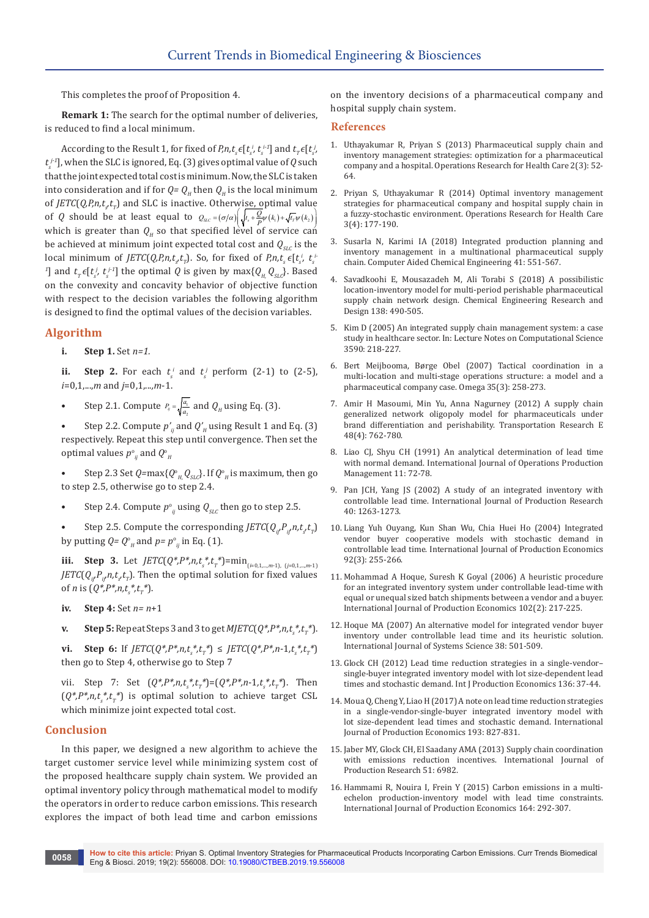This completes the proof of Proposition 4.

**Remark 1:** The search for the optimal number of deliveries, is reduced to find a local minimum.

According to the Result 1, for fixed of $P, n, t_s \epsilon [t_s^i, t_s^{i-1}]$ and $t_T \epsilon [t_s^j, t_s^{j-1}]$, when the SLC is ignored, Eq. (3) gives optimal value of $Q$ such that the joint expected total cost is minimum. Now, the SLC is taken into consideration and if for $Q = Q_H$ then $Q_H$ is the local minimum of $JETC(Q,P,n,t_s,t_T)$ and SLC is inactive. Otherwise, optimal value of $Q$ should be at least equal to $Q_{SLC} = (\sigma/\alpha)\left(\sqrt{t_s + \frac{Q}{P}}\psi(k_1) + \sqrt{t_T}\psi(k_2)\right)$ which is greater than $Q_H$ so that specified level of service can be achieved at minimum joint expected total cost and $Q_{SLC}$ is the local minimum of $JETC(Q,P,n,t_s,t_T)$. So, for fixed of $P, n, t_s \epsilon [t_s^i, t_s^{i-1}]$ and $t_T \epsilon [t_s^j, t_s^{j-1}]$ the optimal $Q$ is given by $\max\{Q_H, Q_{SLC}\}$. Based on the convexity and concavity behavior of objective function with respect to the decision variables the following algorithm is designed to find the optimal values of the decision variables.

## Algorithm

i. **Step 1.** Set $n=1$.

ii. **Step 2.** For each $t_s^i$ and $t_s^j$ perform (2-1) to (2-5), $i=0,1,...,m$ and $j=0,1,...,m-1$.

- Step 2.1. Compute $P_{ij} = \sqrt{\frac{a_1}{a_2}}$ and $Q_H$ using Eq. (3).
- Step 2.2. Compute $p'_{ij}$ and $Q'_H$ using Result 1 and Eq. (3) respectively. Repeat this step until convergence. Then set the optimal values $p^o_{ij}$ and $Q^o_H$
- Step 2.3 Set $Q = \max\{Q^o_H, Q_{SLC}\}$. If $Q^o_H$ is maximum, then go to step 2.5, otherwise go to step 2.4.
- Step 2.4. Compute $p^o_{ij}$ using $Q_{SLC}$ then go to step 2.5.
- Step 2.5. Compute the corresponding $JETC(Q_{ij}, P_{ij}, n, t_s, t_T)$ by putting $Q = Q^o_H$ and $p = p^o_{ij}$ in Eq. (1).

iii. **Step 3.** Let $JETC(Q^*, P^*, n, t_s^*, t_T^*) = \min_{(i=0,1,...,m-1),\ (j=0,1,...,m-1)} JETC(Q_{ij}, P_{ij}, n, t_s, t_T)$. Then the optimal solution for fixed values of $n$ is $(Q^*, P^*, n, t_s^*, t_T^*)$.

iv. **Step 4:** Set $n = n+1$

v. **Step 5:** Repeat Steps 3 and 3 to get $MJETC(Q^*, P^*, n, t_s^*, t_T^*)$.

vi. **Step 6:** If $JETC(Q^*, P^*, n, t_s^*, t_T^*) \leq JETC(Q^*, P^*, n-1, t_s^*, t_T^*)$ then go to Step 4, otherwise go to Step 7

vii. Step 7: Set $(Q^*, P^*, n, t_s^*, t_T^*) = (Q^*, P^*, n-1, t_s^*, t_T^*)$. Then $(Q^*, P^*, n, t_s^*, t_T^*)$ is optimal solution to achieve target CSL which minimize joint expected total cost.

## Conclusion

In this paper, we designed a new algorithm to achieve the target customer service level while minimizing system cost of the proposed healthcare supply chain system. We provided an optimal inventory policy through mathematical model to modify the operators in order to reduce carbon emissions. This research explores the impact of both lead time and carbon emissions on the inventory decisions of a pharmaceutical company and hospital supply chain system.

## References

1. Uthayakumar R, Priyan S (2013) Pharmaceutical supply chain and inventory management strategies: optimization for a pharmaceutical company and a hospital. Operations Research for Health Care 2(3): 52-64.
2. Priyan S, Uthayakumar R (2014) Optimal inventory management strategies for pharmaceutical company and hospital supply chain in a fuzzy-stochastic environment. Operations Research for Health Care 3(4): 177-190.
3. Susarla N, Karimi IA (2018) Integrated production planning and inventory management in a multinational pharmaceutical supply chain. Computer Aided Chemical Engineering 41: 551-567.
4. Savadkoohi E, Mousazadeh M, Ali Torabi S (2018) A possibilistic location-inventory model for multi-period perishable pharmaceutical supply chain network design. Chemical Engineering Research and Design 138: 490-505.
5. Kim D (2005) An integrated supply chain management system: a case study in healthcare sector. In: Lecture Notes on Computational Science 3590: 218-227.
6. Bert Meijbooma, Børge Obel (2007) Tactical coordination in a multi-location and multi-stage operations structure: a model and a pharmaceutical company case. Omega 35(3): 258-273.
7. Amir H Masoumi, Min Yu, Anna Nagurney (2012) A supply chain generalized network oligopoly model for pharmaceuticals under brand differentiation and perishability. Transportation Research E 48(4): 762-780.
8. Liao CJ, Shyu CH (1991) An analytical determination of lead time with normal demand. International Journal of Operations Production Management 11: 72-78.
9. Pan JCH, Yang JS (2002) A study of an integrated inventory with controllable lead time. International Journal of Production Research 40: 1263-1273.
10. Liang Yuh Ouyang, Kun Shan Wu, Chia Huei Ho (2004) Integrated vendor buyer cooperative models with stochastic demand in controllable lead time. International Journal of Production Economics 92(3): 255-266.
11. Mohammad A Hoque, Suresh K Goyal (2006) A heuristic procedure for an integrated inventory system under controllable lead-time with equal or unequal sized batch shipments between a vendor and a buyer. International Journal of Production Economics 102(2): 217-225.
12. Hoque MA (2007) An alternative model for integrated vendor buyer inventory under controllable lead time and its heuristic solution. International Journal of Systems Science 38: 501-509.
13. Glock CH (2012) Lead time reduction strategies in a single-vendor–single-buyer integrated inventory model with lot size-dependent lead times and stochastic demand. Int J Production Economics 136: 37-44.
14. Moua Q, Cheng Y, Liao H (2017) A note on lead time reduction strategies in a single-vendor-single-buyer integrated inventory model with lot size-dependent lead times and stochastic demand. International Journal of Production Economics 193: 827-831.
15. Jaber MY, Glock CH, El Saadany AMA (2013) Supply chain coordination with emissions reduction incentives. International Journal of Production Research 51: 6982.
16. Hammami R, Nouira I, Frein Y (2015) Carbon emissions in a multi-echelon production-inventory model with lead time constraints. International Journal of Production Economics 164: 292-307.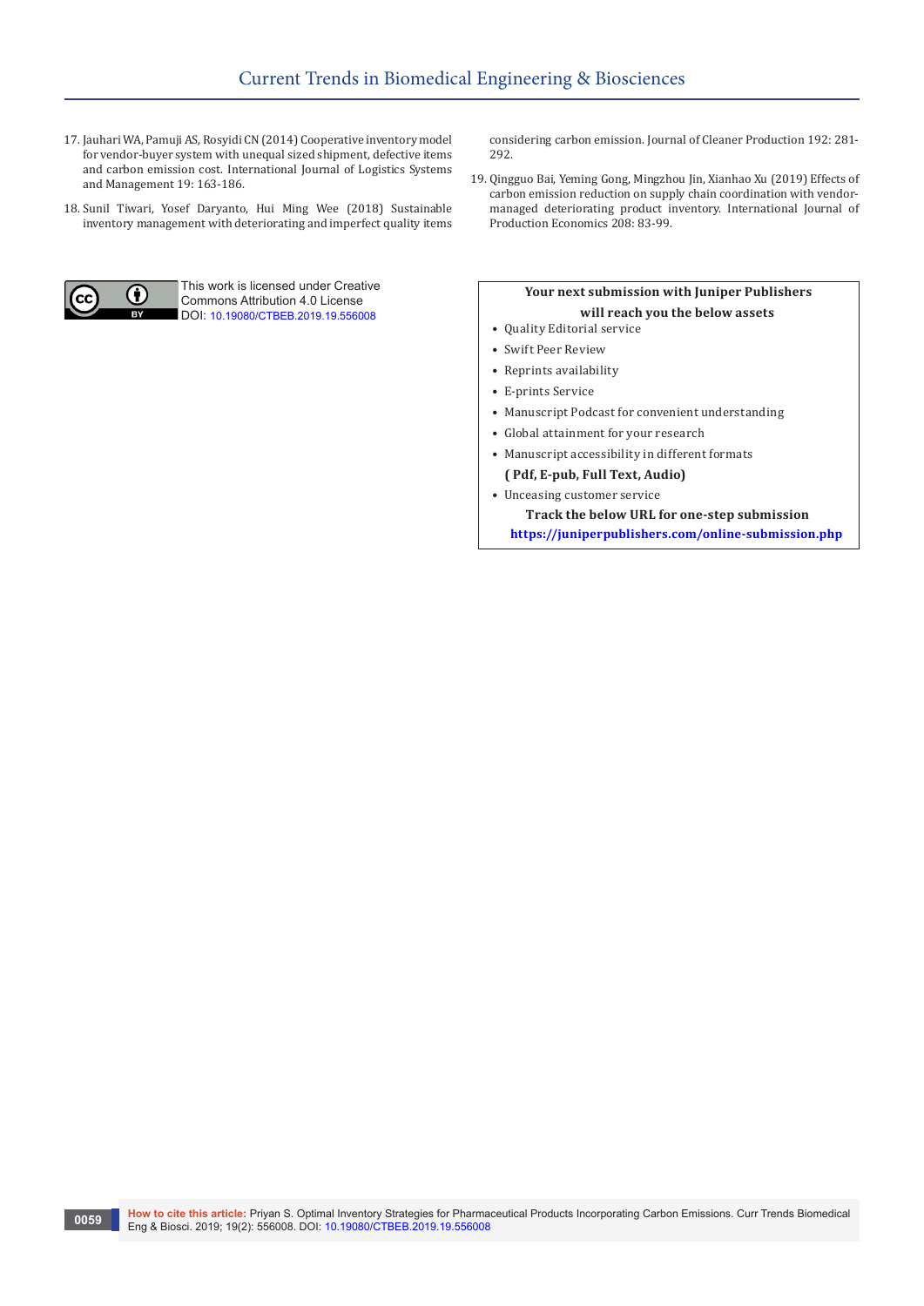17. Jauhari WA, Pamuji AS, Rosyidi CN (2014) Cooperative inventory model for vendor-buyer system with unequal sized shipment, defective items and carbon emission cost. International Journal of Logistics Systems and Management 19: 163-186.
18. Sunil Tiwari, Yosef Daryanto, Hui Ming Wee (2018) Sustainable inventory management with deteriorating and imperfect quality items considering carbon emission. Journal of Cleaner Production 192: 281-292.
19. Qingguo Bai, Yeming Gong, Mingzhou Jin, Xianhao Xu (2019) Effects of carbon emission reduction on supply chain coordination with vendor-managed deteriorating product inventory. International Journal of Production Economics 208: 83-99.

This work is licensed under Creative Commons Attribution 4.0 License
DOI: 10.19080/CTBEB.2019.19.556008

**Your next submission with Juniper Publishers will reach you the below assets**

- Quality Editorial service
- Swift Peer Review
- Reprints availability
- E-prints Service
- Manuscript Podcast for convenient understanding
- Global attainment for your research
- Manuscript accessibility in different formats
  **( Pdf, E-pub, Full Text, Audio)**
- Unceasing customer service

**Track the below URL for one-step submission**
**https://juniperpublishers.com/online-submission.php**

**How to cite this article:** Priyan S. Optimal Inventory Strategies for Pharmaceutical Products Incorporating Carbon Emissions. Curr Trends Biomedical Eng & Biosci. 2019; 19(2): 556008. DOI: 10.19080/CTBEB.2019.19.556008